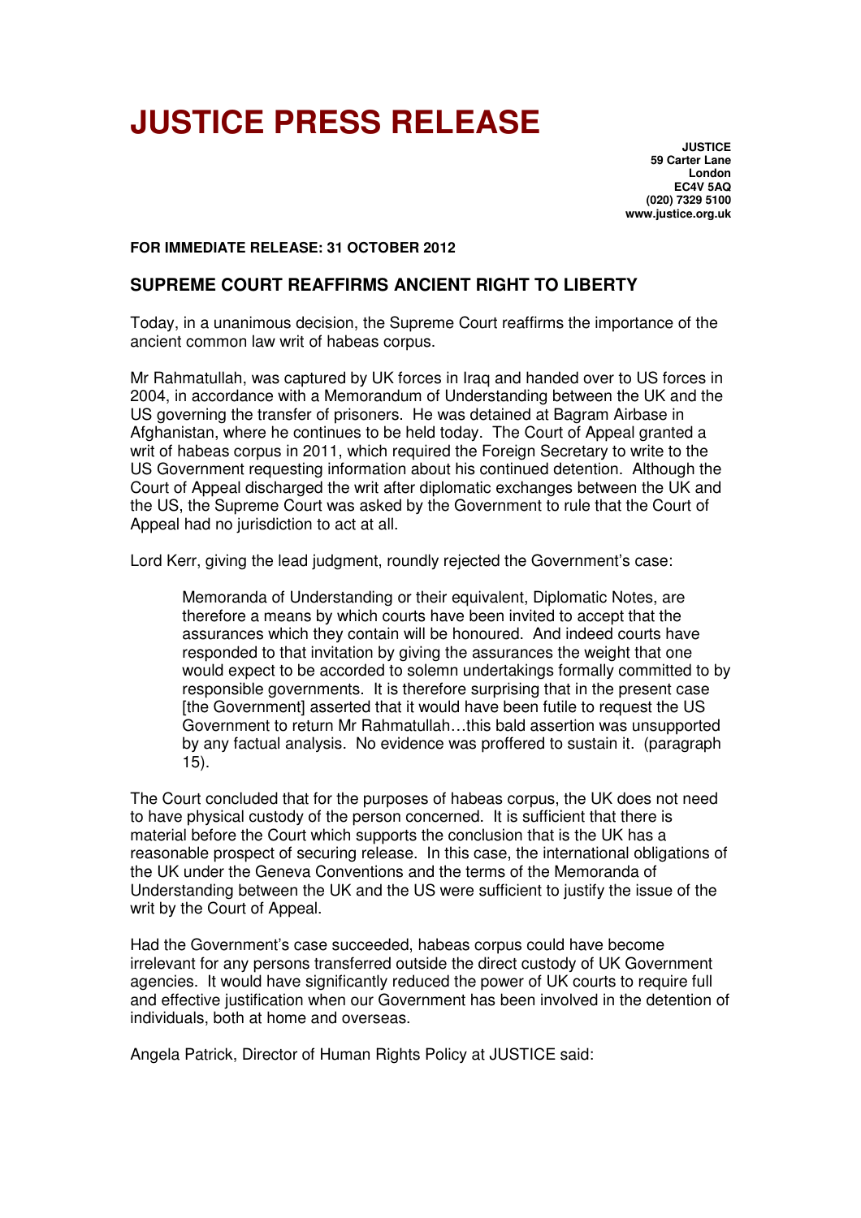# JUSTICE PRESS RELEASE

**JUSTICE**
**59 Carter Lane**
**London**
**EC4V 5AQ**
**(020) 7329 5100**
**www.justice.org.uk**

**FOR IMMEDIATE RELEASE: 31 OCTOBER 2012**

## SUPREME COURT REAFFIRMS ANCIENT RIGHT TO LIBERTY

Today, in a unanimous decision, the Supreme Court reaffirms the importance of the ancient common law writ of habeas corpus.

Mr Rahmatullah, was captured by UK forces in Iraq and handed over to US forces in 2004, in accordance with a Memorandum of Understanding between the UK and the US governing the transfer of prisoners. He was detained at Bagram Airbase in Afghanistan, where he continues to be held today. The Court of Appeal granted a writ of habeas corpus in 2011, which required the Foreign Secretary to write to the US Government requesting information about his continued detention. Although the Court of Appeal discharged the writ after diplomatic exchanges between the UK and the US, the Supreme Court was asked by the Government to rule that the Court of Appeal had no jurisdiction to act at all.

Lord Kerr, giving the lead judgment, roundly rejected the Government's case:

> Memoranda of Understanding or their equivalent, Diplomatic Notes, are therefore a means by which courts have been invited to accept that the assurances which they contain will be honoured. And indeed courts have responded to that invitation by giving the assurances the weight that one would expect to be accorded to solemn undertakings formally committed to by responsible governments. It is therefore surprising that in the present case [the Government] asserted that it would have been futile to request the US Government to return Mr Rahmatullah…this bald assertion was unsupported by any factual analysis. No evidence was proffered to sustain it. (paragraph 15).

The Court concluded that for the purposes of habeas corpus, the UK does not need to have physical custody of the person concerned. It is sufficient that there is material before the Court which supports the conclusion that is the UK has a reasonable prospect of securing release. In this case, the international obligations of the UK under the Geneva Conventions and the terms of the Memoranda of Understanding between the UK and the US were sufficient to justify the issue of the writ by the Court of Appeal.

Had the Government's case succeeded, habeas corpus could have become irrelevant for any persons transferred outside the direct custody of UK Government agencies. It would have significantly reduced the power of UK courts to require full and effective justification when our Government has been involved in the detention of individuals, both at home and overseas.

Angela Patrick, Director of Human Rights Policy at JUSTICE said: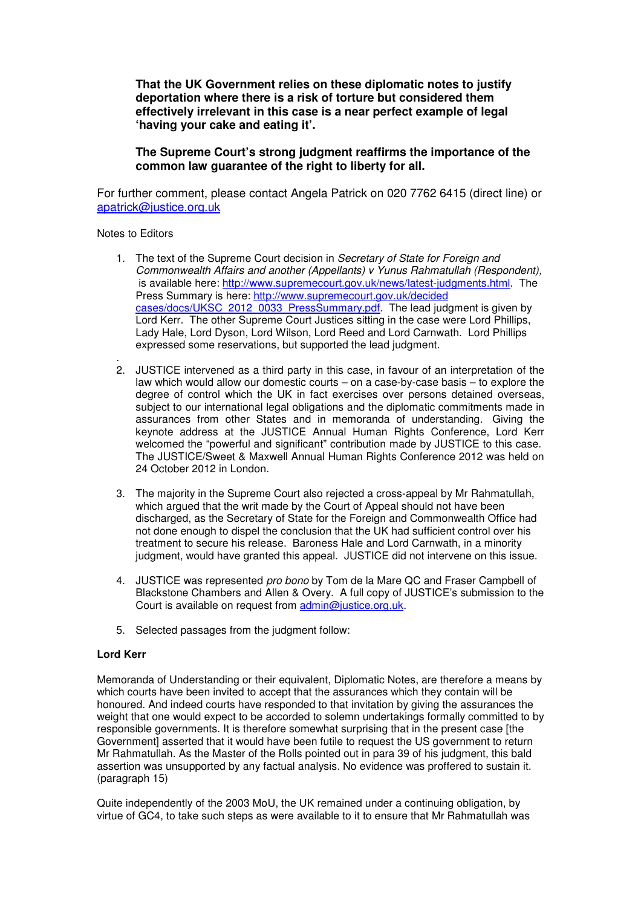**That the UK Government relies on these diplomatic notes to justify deportation where there is a risk of torture but considered them effectively irrelevant in this case is a near perfect example of legal 'having your cake and eating it'.**

**The Supreme Court's strong judgment reaffirms the importance of the common law guarantee of the right to liberty for all.**

For further comment, please contact Angela Patrick on 020 7762 6415 (direct line) or apatrick@justice.org.uk

Notes to Editors

1. The text of the Supreme Court decision in *Secretary of State for Foreign and Commonwealth Affairs and another (Appellants) v Yunus Rahmatullah (Respondent),* is available here: http://www.supremecourt.gov.uk/news/latest-judgments.html. The Press Summary is here: http://www.supremecourt.gov.uk/decided cases/docs/UKSC_2012_0033_PressSummary.pdf. The lead judgment is given by Lord Kerr. The other Supreme Court Justices sitting in the case were Lord Phillips, Lady Hale, Lord Dyson, Lord Wilson, Lord Reed and Lord Carnwath. Lord Phillips expressed some reservations, but supported the lead judgment.

2. JUSTICE intervened as a third party in this case, in favour of an interpretation of the law which would allow our domestic courts – on a case-by-case basis – to explore the degree of control which the UK in fact exercises over persons detained overseas, subject to our international legal obligations and the diplomatic commitments made in assurances from other States and in memoranda of understanding. Giving the keynote address at the JUSTICE Annual Human Rights Conference, Lord Kerr welcomed the "powerful and significant" contribution made by JUSTICE to this case. The JUSTICE/Sweet & Maxwell Annual Human Rights Conference 2012 was held on 24 October 2012 in London.

3. The majority in the Supreme Court also rejected a cross-appeal by Mr Rahmatullah, which argued that the writ made by the Court of Appeal should not have been discharged, as the Secretary of State for the Foreign and Commonwealth Office had not done enough to dispel the conclusion that the UK had sufficient control over his treatment to secure his release. Baroness Hale and Lord Carnwath, in a minority judgment, would have granted this appeal. JUSTICE did not intervene on this issue.

4. JUSTICE was represented *pro bono* by Tom de la Mare QC and Fraser Campbell of Blackstone Chambers and Allen & Overy. A full copy of JUSTICE's submission to the Court is available on request from admin@justice.org.uk.

5. Selected passages from the judgment follow:

**Lord Kerr**

Memoranda of Understanding or their equivalent, Diplomatic Notes, are therefore a means by which courts have been invited to accept that the assurances which they contain will be honoured. And indeed courts have responded to that invitation by giving the assurances the weight that one would expect to be accorded to solemn undertakings formally committed to by responsible governments. It is therefore somewhat surprising that in the present case [the Government] asserted that it would have been futile to request the US government to return Mr Rahmatullah. As the Master of the Rolls pointed out in para 39 of his judgment, this bald assertion was unsupported by any factual analysis. No evidence was proffered to sustain it. (paragraph 15)

Quite independently of the 2003 MoU, the UK remained under a continuing obligation, by virtue of GC4, to take such steps as were available to it to ensure that Mr Rahmatullah was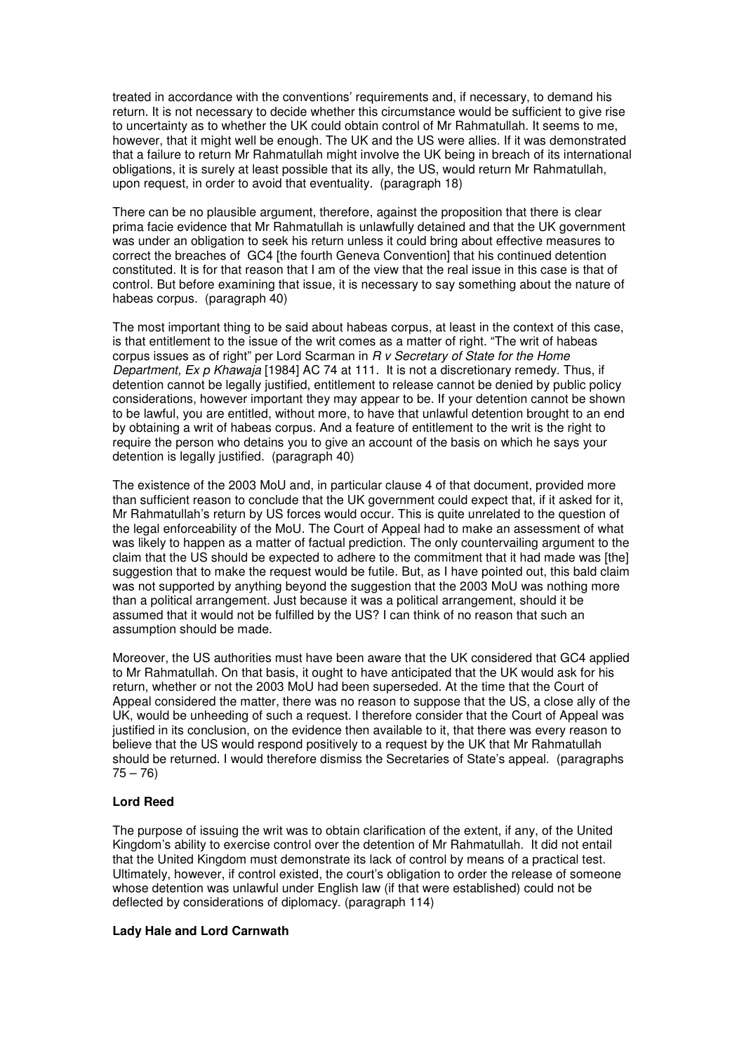treated in accordance with the conventions' requirements and, if necessary, to demand his return. It is not necessary to decide whether this circumstance would be sufficient to give rise to uncertainty as to whether the UK could obtain control of Mr Rahmatullah. It seems to me, however, that it might well be enough. The UK and the US were allies. If it was demonstrated that a failure to return Mr Rahmatullah might involve the UK being in breach of its international obligations, it is surely at least possible that its ally, the US, would return Mr Rahmatullah, upon request, in order to avoid that eventuality. (paragraph 18)

There can be no plausible argument, therefore, against the proposition that there is clear prima facie evidence that Mr Rahmatullah is unlawfully detained and that the UK government was under an obligation to seek his return unless it could bring about effective measures to correct the breaches of GC4 [the fourth Geneva Convention] that his continued detention constituted. It is for that reason that I am of the view that the real issue in this case is that of control. But before examining that issue, it is necessary to say something about the nature of habeas corpus. (paragraph 40)

The most important thing to be said about habeas corpus, at least in the context of this case, is that entitlement to the issue of the writ comes as a matter of right. "The writ of habeas corpus issues as of right" per Lord Scarman in *R v Secretary of State for the Home Department, Ex p Khawaja* [1984] AC 74 at 111. It is not a discretionary remedy. Thus, if detention cannot be legally justified, entitlement to release cannot be denied by public policy considerations, however important they may appear to be. If your detention cannot be shown to be lawful, you are entitled, without more, to have that unlawful detention brought to an end by obtaining a writ of habeas corpus. And a feature of entitlement to the writ is the right to require the person who detains you to give an account of the basis on which he says your detention is legally justified. (paragraph 40)

The existence of the 2003 MoU and, in particular clause 4 of that document, provided more than sufficient reason to conclude that the UK government could expect that, if it asked for it, Mr Rahmatullah's return by US forces would occur. This is quite unrelated to the question of the legal enforceability of the MoU. The Court of Appeal had to make an assessment of what was likely to happen as a matter of factual prediction. The only countervailing argument to the claim that the US should be expected to adhere to the commitment that it had made was [the] suggestion that to make the request would be futile. But, as I have pointed out, this bald claim was not supported by anything beyond the suggestion that the 2003 MoU was nothing more than a political arrangement. Just because it was a political arrangement, should it be assumed that it would not be fulfilled by the US? I can think of no reason that such an assumption should be made.

Moreover, the US authorities must have been aware that the UK considered that GC4 applied to Mr Rahmatullah. On that basis, it ought to have anticipated that the UK would ask for his return, whether or not the 2003 MoU had been superseded. At the time that the Court of Appeal considered the matter, there was no reason to suppose that the US, a close ally of the UK, would be unheeding of such a request. I therefore consider that the Court of Appeal was justified in its conclusion, on the evidence then available to it, that there was every reason to believe that the US would respond positively to a request by the UK that Mr Rahmatullah should be returned. I would therefore dismiss the Secretaries of State's appeal. (paragraphs 75 – 76)

**Lord Reed**

The purpose of issuing the writ was to obtain clarification of the extent, if any, of the United Kingdom's ability to exercise control over the detention of Mr Rahmatullah. It did not entail that the United Kingdom must demonstrate its lack of control by means of a practical test. Ultimately, however, if control existed, the court's obligation to order the release of someone whose detention was unlawful under English law (if that were established) could not be deflected by considerations of diplomacy. (paragraph 114)

**Lady Hale and Lord Carnwath**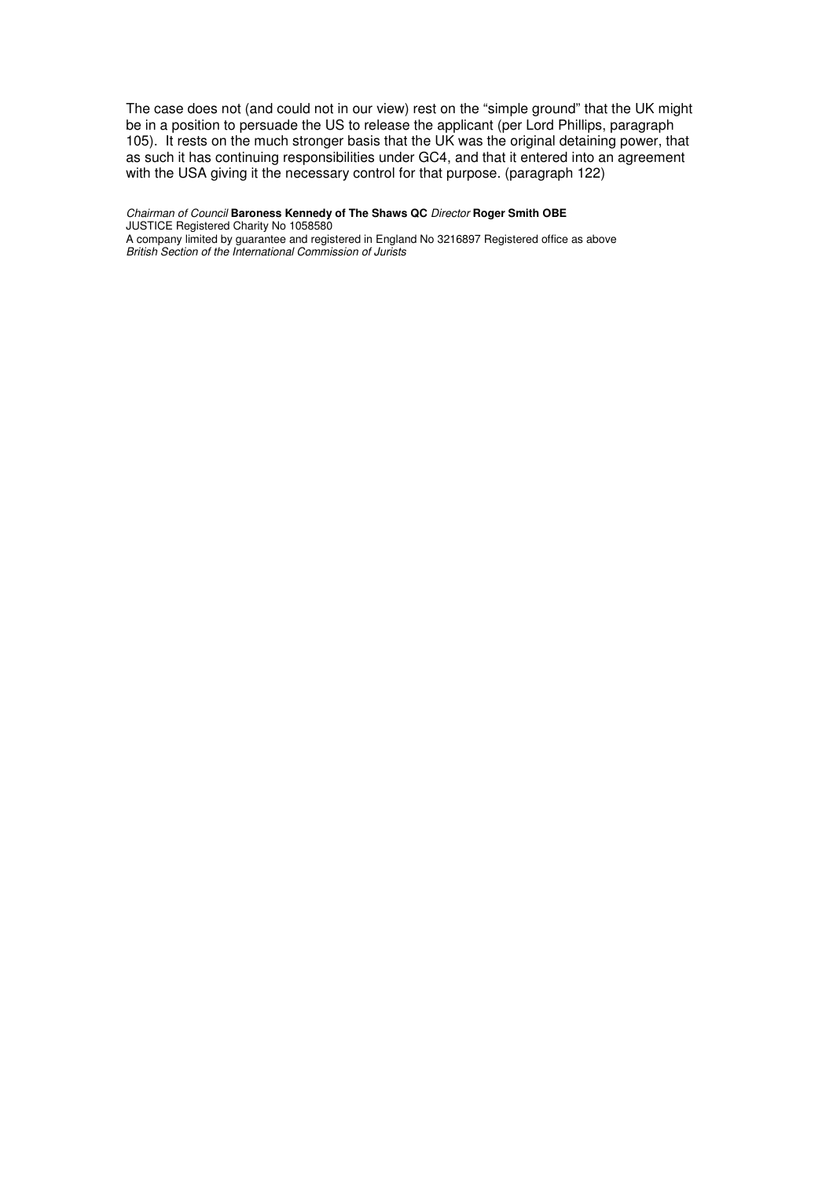The case does not (and could not in our view) rest on the "simple ground" that the UK might be in a position to persuade the US to release the applicant (per Lord Phillips, paragraph 105). It rests on the much stronger basis that the UK was the original detaining power, that as such it has continuing responsibilities under GC4, and that it entered into an agreement with the USA giving it the necessary control for that purpose. (paragraph 122)

*Chairman of Council* **Baroness Kennedy of The Shaws QC** *Director* **Roger Smith OBE**
JUSTICE Registered Charity No 1058580
A company limited by guarantee and registered in England No 3216897 Registered office as above
*British Section of the International Commission of Jurists*